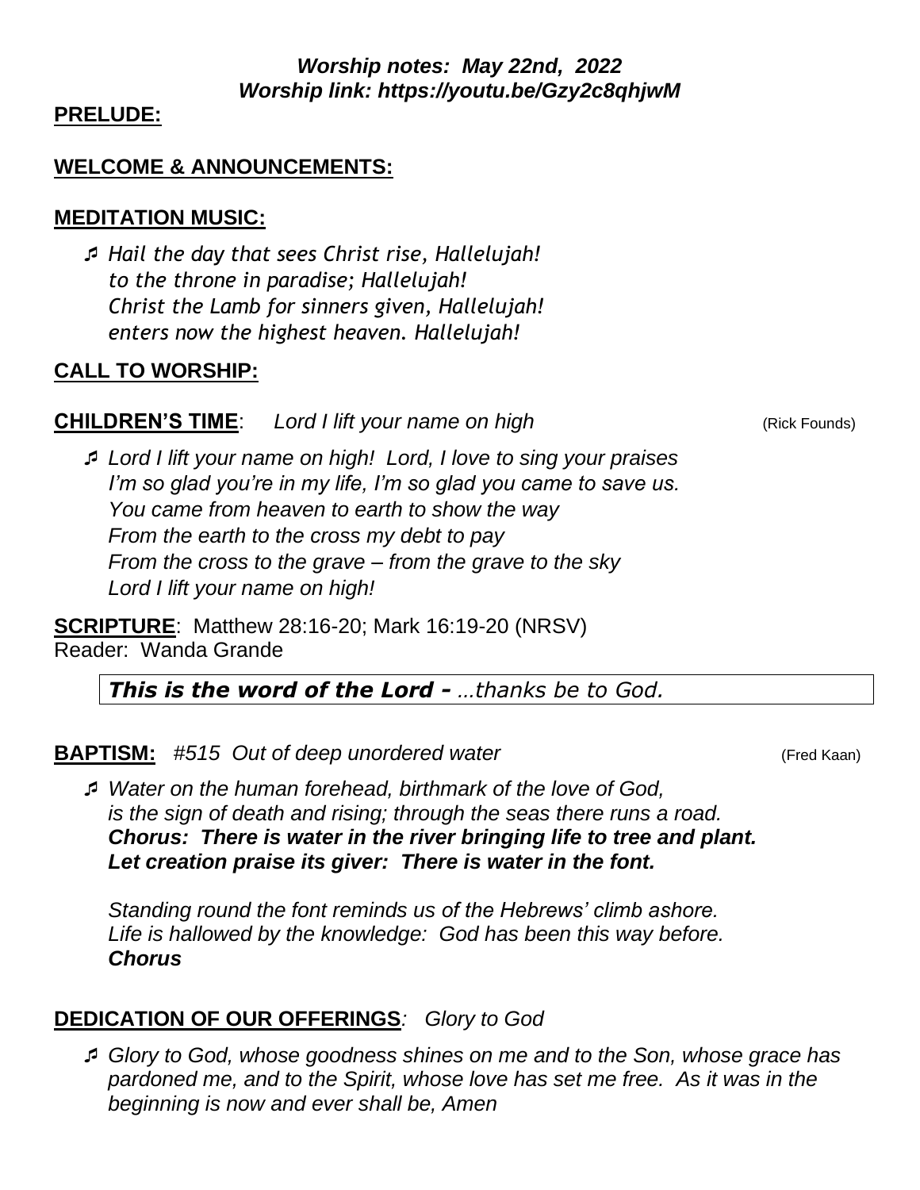***Worship notes: May 22nd, 2022***
***Worship link: https://youtu.be/Gzy2c8qhjwM***

**PRELUDE:**

**WELCOME & ANNOUNCEMENTS:**

**MEDITATION MUSIC:**

♫ *Hail the day that sees Christ rise, Hallelujah!*
*to the throne in paradise; Hallelujah!*
*Christ the Lamb for sinners given, Hallelujah!*
*enters now the highest heaven. Hallelujah!*

**CALL TO WORSHIP:**

**CHILDREN'S TIME**: *Lord I lift your name on high* (Rick Founds)

♫ *Lord I lift your name on high! Lord, I love to sing your praises*
*I'm so glad you're in my life, I'm so glad you came to save us.*
*You came from heaven to earth to show the way*
*From the earth to the cross my debt to pay*
*From the cross to the grave – from the grave to the sky*
*Lord I lift your name on high!*

**SCRIPTURE**: Matthew 28:16-20; Mark 16:19-20 (NRSV)
Reader: Wanda Grande

***This is the word of the Lord –*** *…thanks be to God.*

**BAPTISM:** *#515 Out of deep unordered water* (Fred Kaan)

♫ *Water on the human forehead, birthmark of the love of God,*
*is the sign of death and rising; through the seas there runs a road.*
***Chorus: There is water in the river bringing life to tree and plant.***
***Let creation praise its giver: There is water in the font.***

*Standing round the font reminds us of the Hebrews' climb ashore.*
*Life is hallowed by the knowledge: God has been this way before.*
***Chorus***

**DEDICATION OF OUR OFFERINGS**: *Glory to God*

♫ *Glory to God, whose goodness shines on me and to the Son, whose grace has pardoned me, and to the Spirit, whose love has set me free. As it was in the beginning is now and ever shall be, Amen*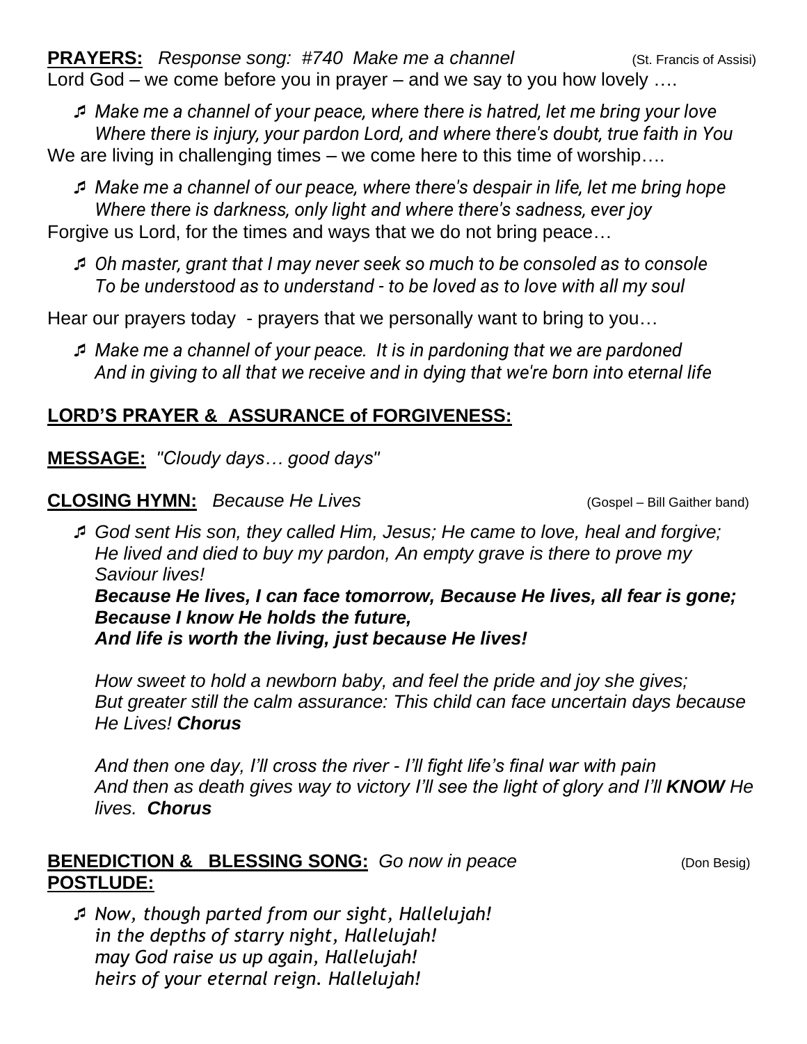**PRAYERS:** *Response song: #740 Make me a channel* (St. Francis of Assisi)

Lord God – we come before you in prayer – and we say to you how lovely ….

♬ *Make me a channel of your peace, where there is hatred, let me bring your love Where there is injury, your pardon Lord, and where there's doubt, true faith in You*

We are living in challenging times – we come here to this time of worship….

♬ *Make me a channel of our peace, where there's despair in life, let me bring hope Where there is darkness, only light and where there's sadness, ever joy*

Forgive us Lord, for the times and ways that we do not bring peace…

♬ *Oh master, grant that I may never seek so much to be consoled as to console To be understood as to understand - to be loved as to love with all my soul*

Hear our prayers today - prayers that we personally want to bring to you…

♬ *Make me a channel of your peace. It is in pardoning that we are pardoned And in giving to all that we receive and in dying that we're born into eternal life*

**LORD'S PRAYER & ASSURANCE of FORGIVENESS:**

**MESSAGE:** *"Cloudy days… good days"*

**CLOSING HYMN:** *Because He Lives* (Gospel – Bill Gaither band)

♬ *God sent His son, they called Him, Jesus; He came to love, heal and forgive; He lived and died to buy my pardon, An empty grave is there to prove my Saviour lives!*
***Because He lives, I can face tomorrow, Because He lives, all fear is gone; Because I know He holds the future, And life is worth the living, just because He lives!***

*How sweet to hold a newborn baby, and feel the pride and joy she gives; But greater still the calm assurance: This child can face uncertain days because He Lives!* ***Chorus***

*And then one day, I'll cross the river - I'll fight life's final war with pain And then as death gives way to victory I'll see the light of glory and I'll* ***KNOW*** *He lives.* ***Chorus***

**BENEDICTION & BLESSING SONG:** *Go now in peace* (Don Besig)

**POSTLUDE:**

♬ *Now, though parted from our sight, Hallelujah!*
*in the depths of starry night, Hallelujah!*
*may God raise us up again, Hallelujah!*
*heirs of your eternal reign. Hallelujah!*